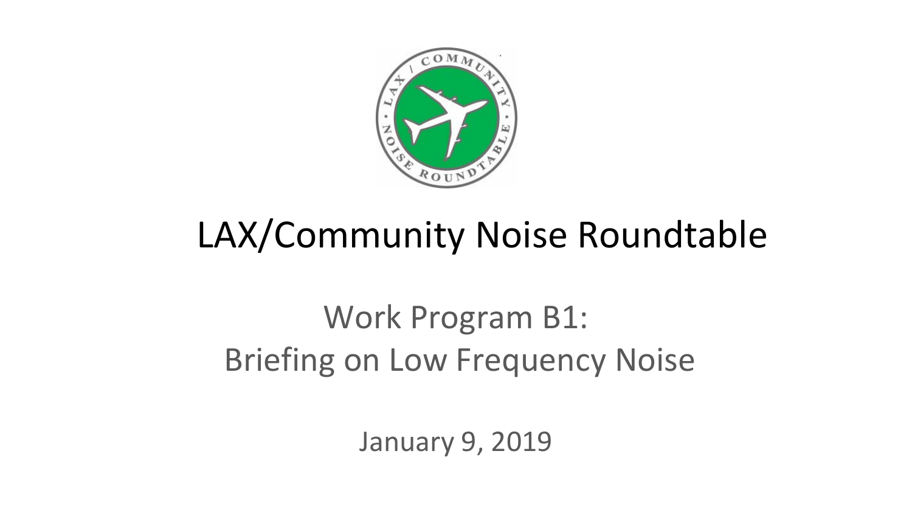# LAX/Community Noise Roundtable

## Work Program B1: Briefing on Low Frequency Noise

January 9, 2019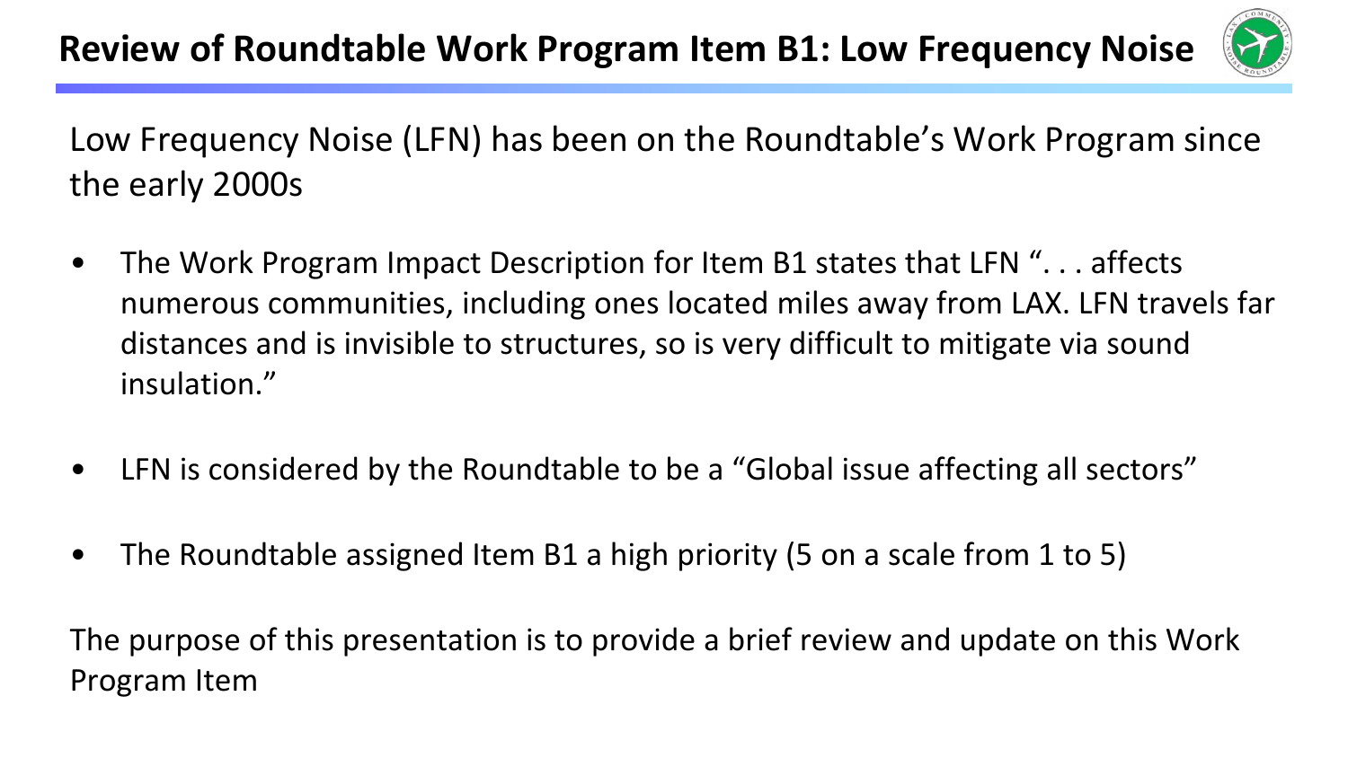# Review of Roundtable Work Program Item B1: Low Frequency Noise

Low Frequency Noise (LFN) has been on the Roundtable's Work Program since the early 2000s

- The Work Program Impact Description for Item B1 states that LFN ". . . affects numerous communities, including ones located miles away from LAX. LFN travels far distances and is invisible to structures, so is very difficult to mitigate via sound insulation."
- LFN is considered by the Roundtable to be a "Global issue affecting all sectors"
- The Roundtable assigned Item B1 a high priority (5 on a scale from 1 to 5)

The purpose of this presentation is to provide a brief review and update on this Work Program Item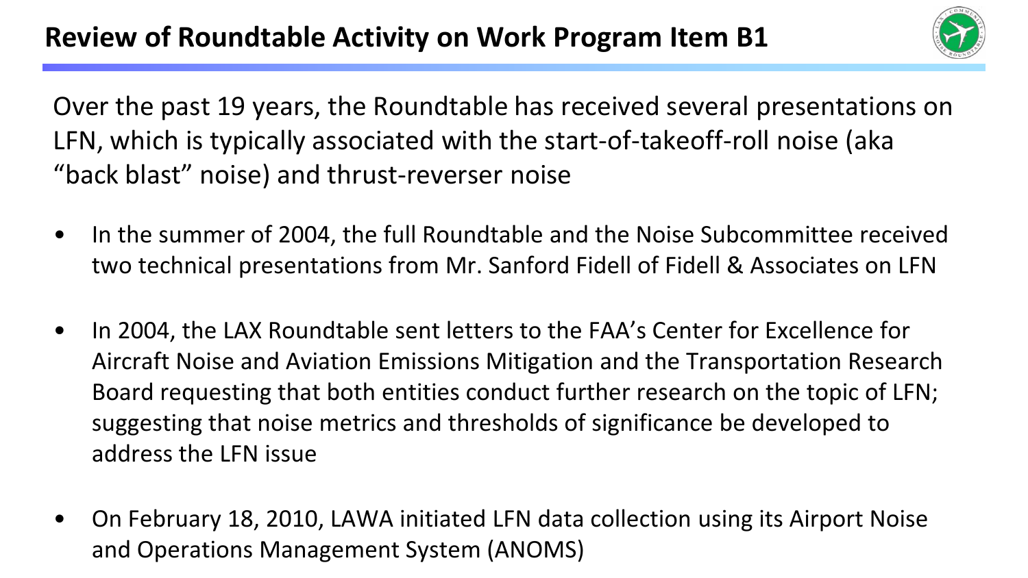# Review of Roundtable Activity on Work Program Item B1

Over the past 19 years, the Roundtable has received several presentations on LFN, which is typically associated with the start-of-takeoff-roll noise (aka "back blast" noise) and thrust-reverser noise

- In the summer of 2004, the full Roundtable and the Noise Subcommittee received two technical presentations from Mr. Sanford Fidell of Fidell & Associates on LFN
- In 2004, the LAX Roundtable sent letters to the FAA's Center for Excellence for Aircraft Noise and Aviation Emissions Mitigation and the Transportation Research Board requesting that both entities conduct further research on the topic of LFN; suggesting that noise metrics and thresholds of significance be developed to address the LFN issue
- On February 18, 2010, LAWA initiated LFN data collection using its Airport Noise and Operations Management System (ANOMS)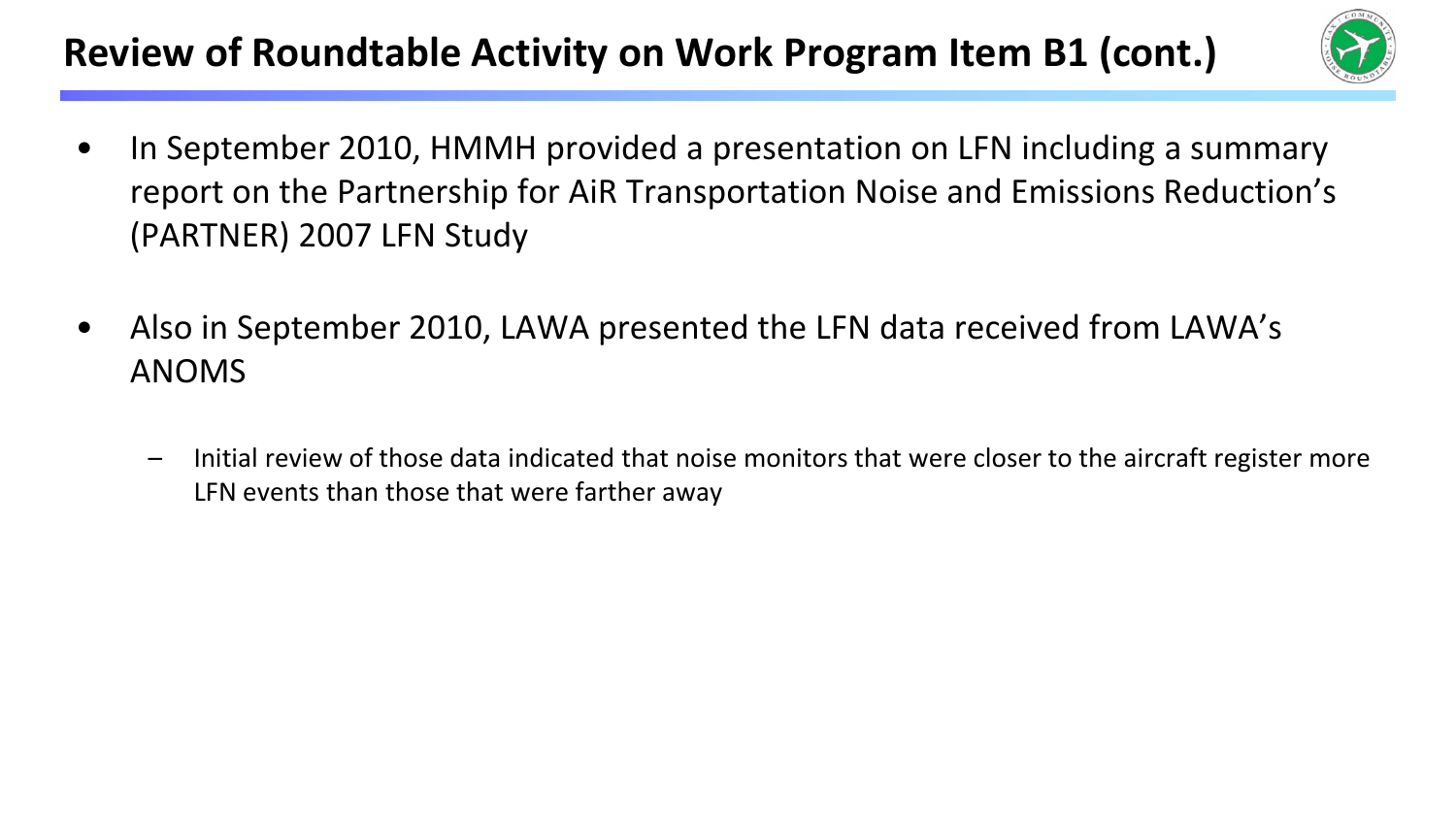# Review of Roundtable Activity on Work Program Item B1 (cont.)

- In September 2010, HMMH provided a presentation on LFN including a summary report on the Partnership for AiR Transportation Noise and Emissions Reduction's (PARTNER) 2007 LFN Study

- Also in September 2010, LAWA presented the LFN data received from LAWA's ANOMS
  - Initial review of those data indicated that noise monitors that were closer to the aircraft register more LFN events than those that were farther away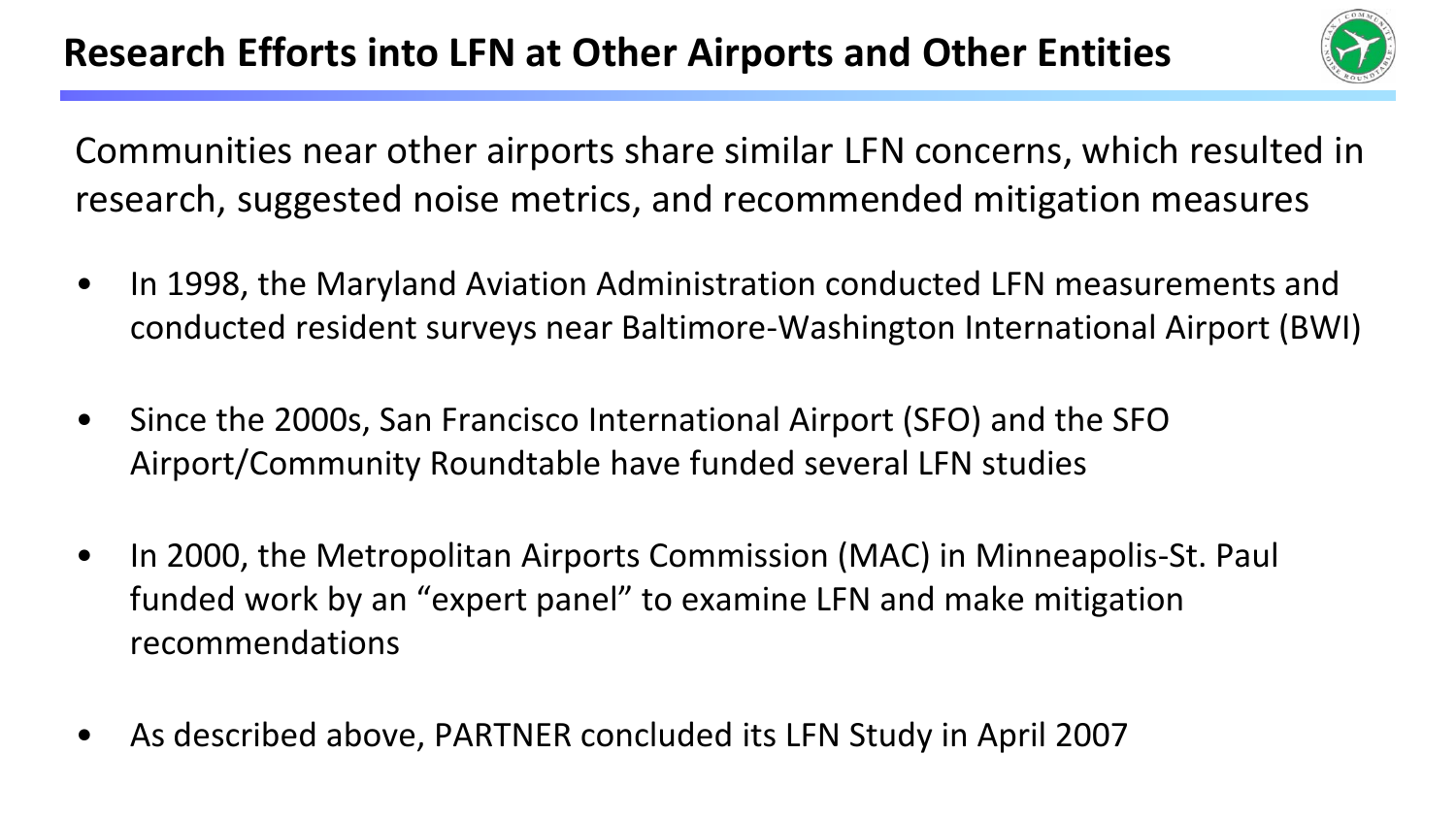# Research Efforts into LFN at Other Airports and Other Entities

Communities near other airports share similar LFN concerns, which resulted in research, suggested noise metrics, and recommended mitigation measures

- In 1998, the Maryland Aviation Administration conducted LFN measurements and conducted resident surveys near Baltimore-Washington International Airport (BWI)
- Since the 2000s, San Francisco International Airport (SFO) and the SFO Airport/Community Roundtable have funded several LFN studies
- In 2000, the Metropolitan Airports Commission (MAC) in Minneapolis-St. Paul funded work by an "expert panel" to examine LFN and make mitigation recommendations
- As described above, PARTNER concluded its LFN Study in April 2007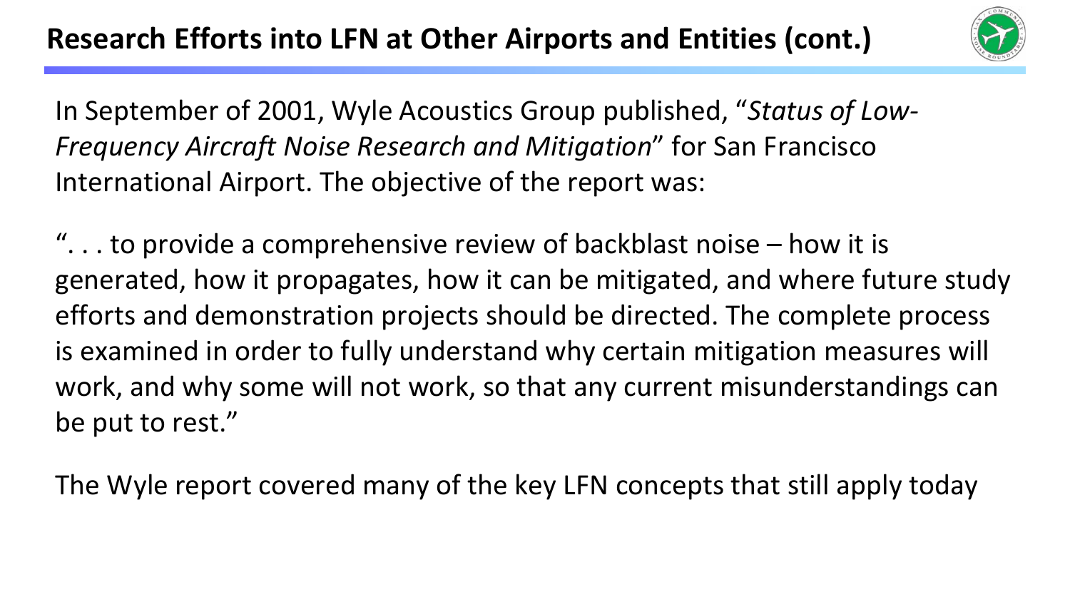## Research Efforts into LFN at Other Airports and Entities (cont.)

In September of 2001, Wyle Acoustics Group published, "*Status of Low-Frequency Aircraft Noise Research and Mitigation*" for San Francisco International Airport. The objective of the report was:

". . . to provide a comprehensive review of backblast noise – how it is generated, how it propagates, how it can be mitigated, and where future study efforts and demonstration projects should be directed. The complete process is examined in order to fully understand why certain mitigation measures will work, and why some will not work, so that any current misunderstandings can be put to rest."

The Wyle report covered many of the key LFN concepts that still apply today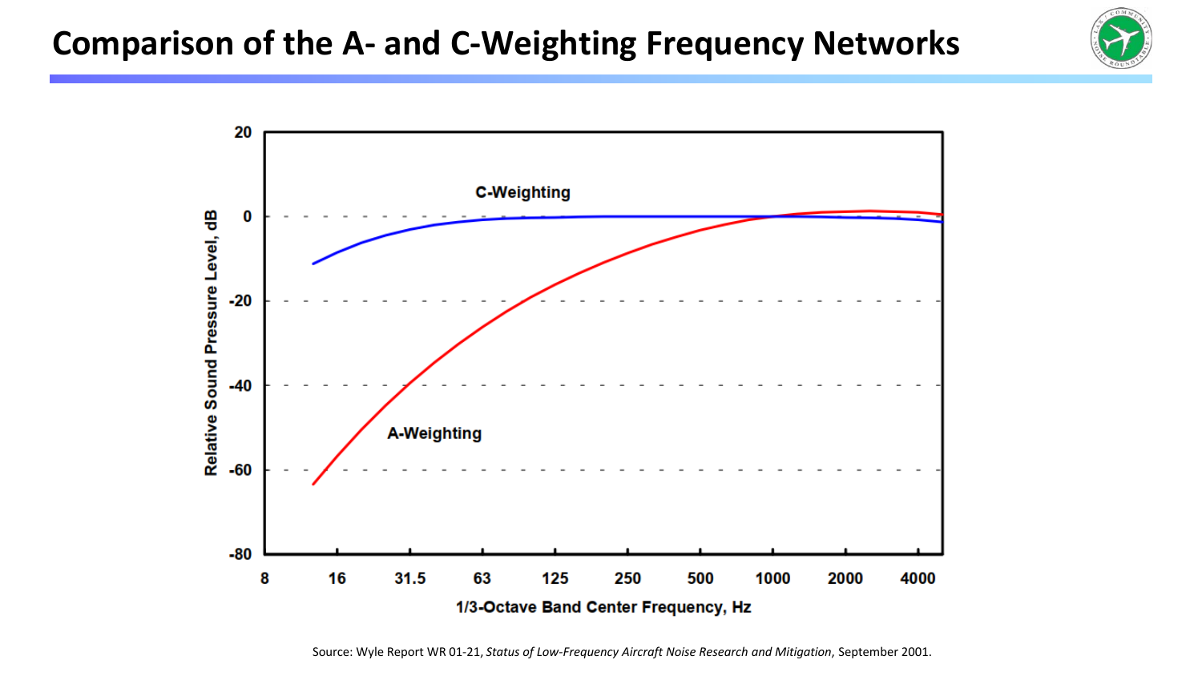# Comparison of the A- and C-Weighting Frequency Networks

Source: Wyle Report WR 01-21, *Status of Low-Frequency Aircraft Noise Research and Mitigation*, September 2001.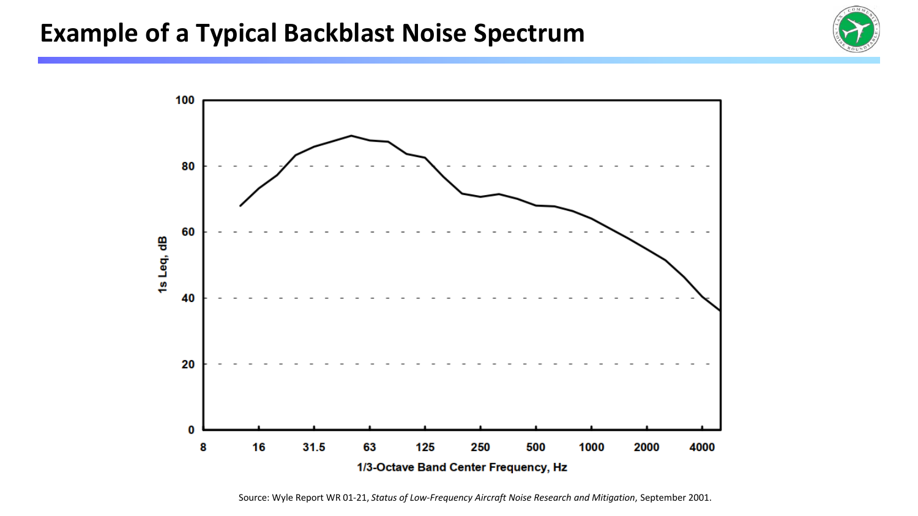# Example of a Typical Backblast Noise Spectrum

1s Leq, dB

100
80
60
40
20
0

8 16 31.5 63 125 250 500 1000 2000 4000

1/3-Octave Band Center Frequency, Hz

Source: Wyle Report WR 01-21, *Status of Low-Frequency Aircraft Noise Research and Mitigation*, September 2001.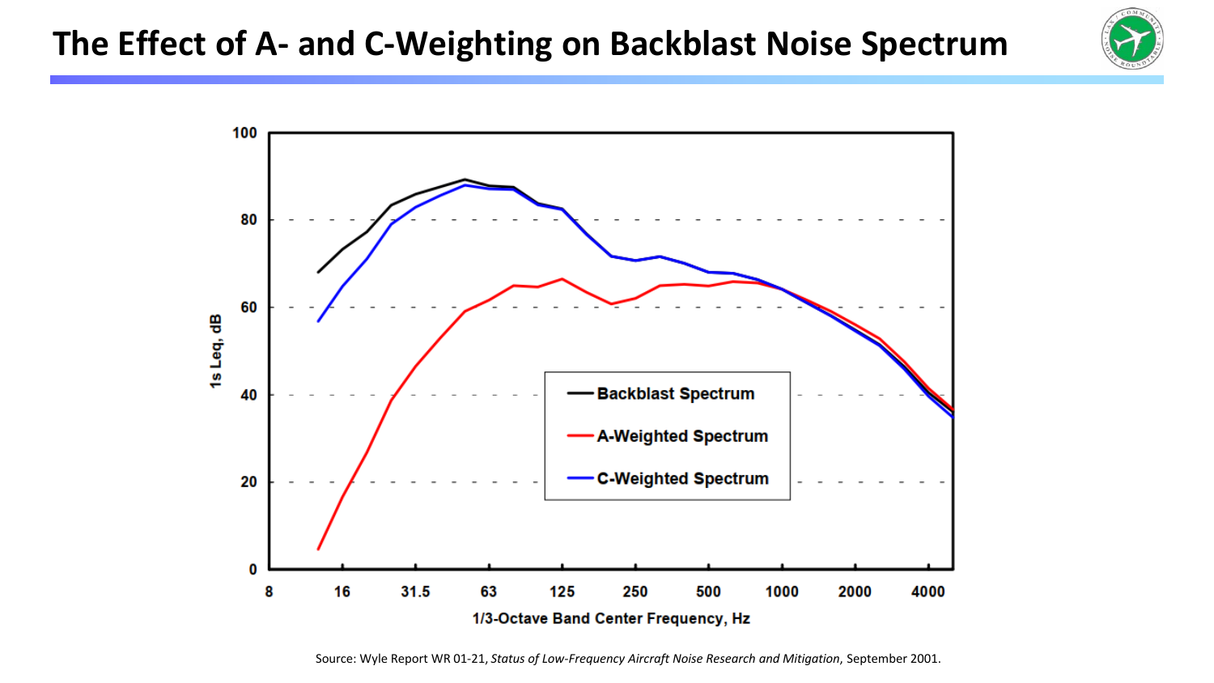# The Effect of A- and C-Weighting on Backblast Noise Spectrum

Source: Wyle Report WR 01-21, *Status of Low-Frequency Aircraft Noise Research and Mitigation*, September 2001.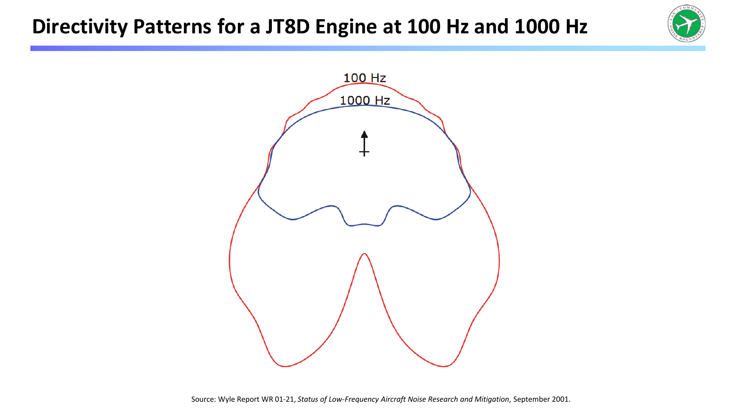# Directivity Patterns for a JT8D Engine at 100 Hz and 1000 Hz

100 Hz

1000 Hz

Source: Wyle Report WR 01-21, *Status of Low-Frequency Aircraft Noise Research and Mitigation*, September 2001.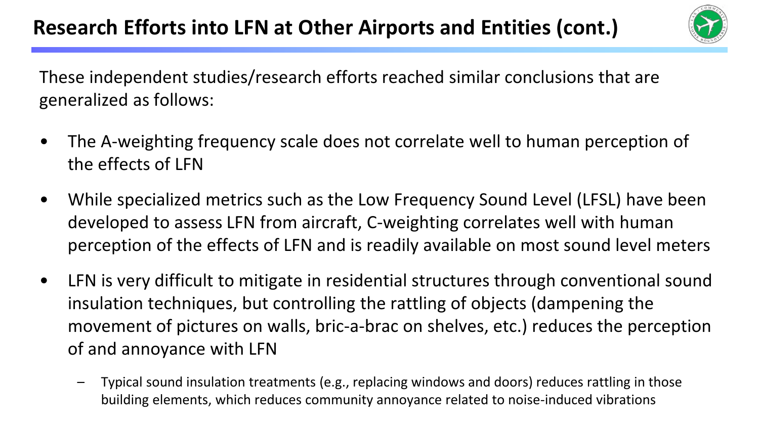# Research Efforts into LFN at Other Airports and Entities (cont.)

These independent studies/research efforts reached similar conclusions that are generalized as follows:

- The A-weighting frequency scale does not correlate well to human perception of the effects of LFN
- While specialized metrics such as the Low Frequency Sound Level (LFSL) have been developed to assess LFN from aircraft, C-weighting correlates well with human perception of the effects of LFN and is readily available on most sound level meters
- LFN is very difficult to mitigate in residential structures through conventional sound insulation techniques, but controlling the rattling of objects (dampening the movement of pictures on walls, bric-a-brac on shelves, etc.) reduces the perception of and annoyance with LFN
  - Typical sound insulation treatments (e.g., replacing windows and doors) reduces rattling in those building elements, which reduces community annoyance related to noise-induced vibrations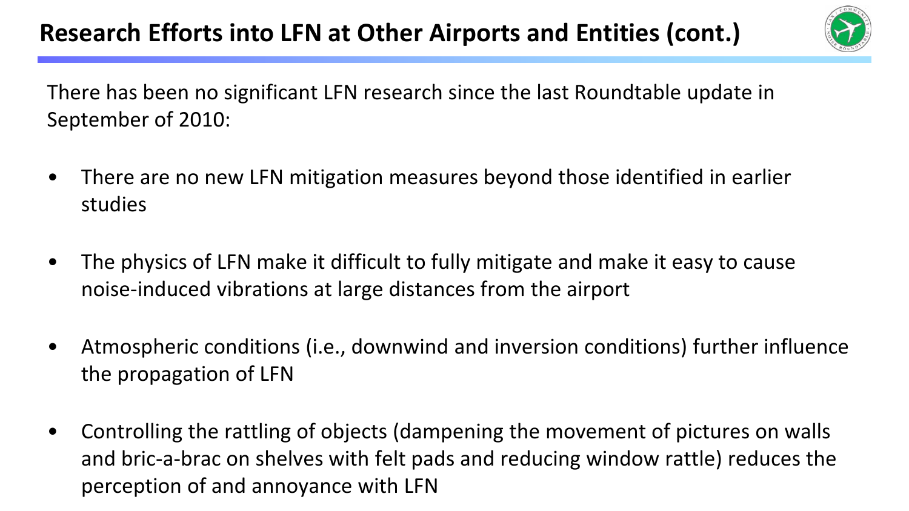# Research Efforts into LFN at Other Airports and Entities (cont.)

There has been no significant LFN research since the last Roundtable update in September of 2010:

- There are no new LFN mitigation measures beyond those identified in earlier studies
- The physics of LFN make it difficult to fully mitigate and make it easy to cause noise-induced vibrations at large distances from the airport
- Atmospheric conditions (i.e., downwind and inversion conditions) further influence the propagation of LFN
- Controlling the rattling of objects (dampening the movement of pictures on walls and bric-a-brac on shelves with felt pads and reducing window rattle) reduces the perception of and annoyance with LFN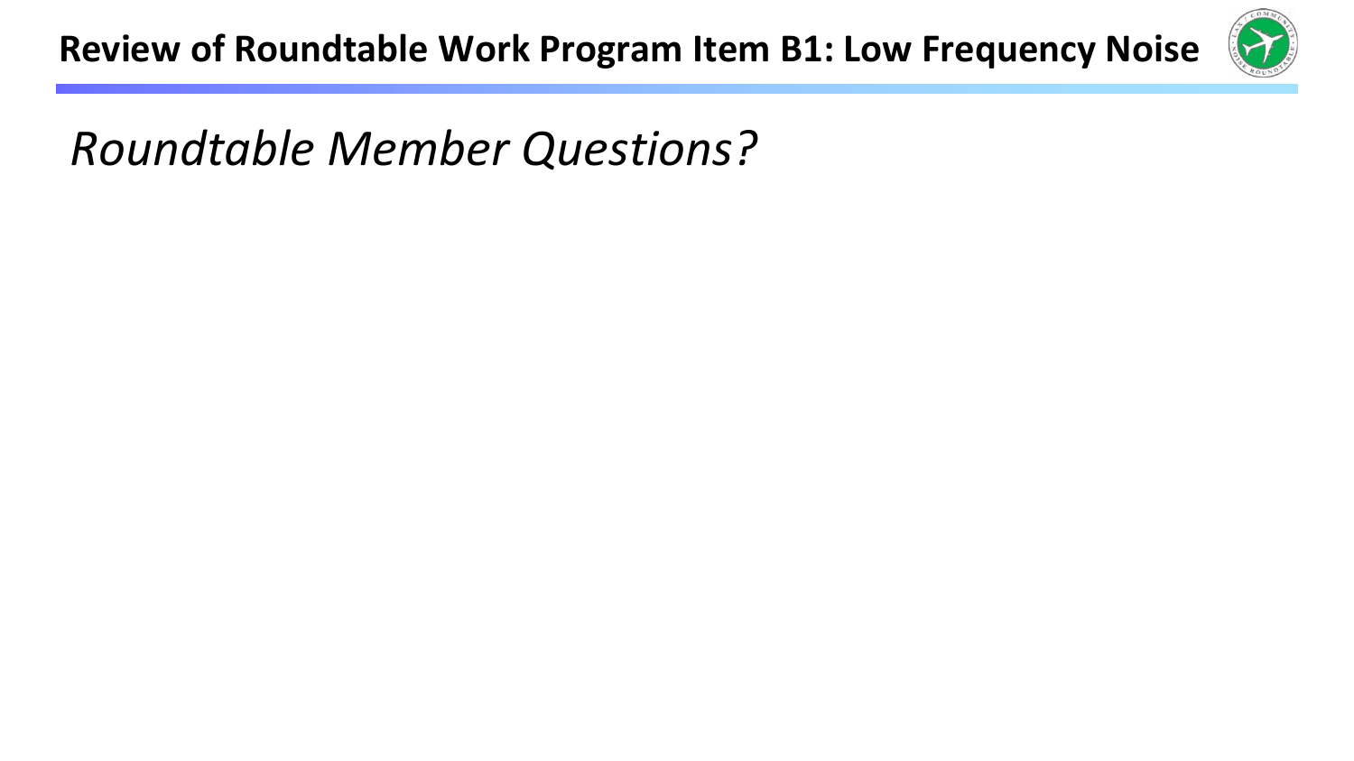## Review of Roundtable Work Program Item B1: Low Frequency Noise

*Roundtable Member Questions?*